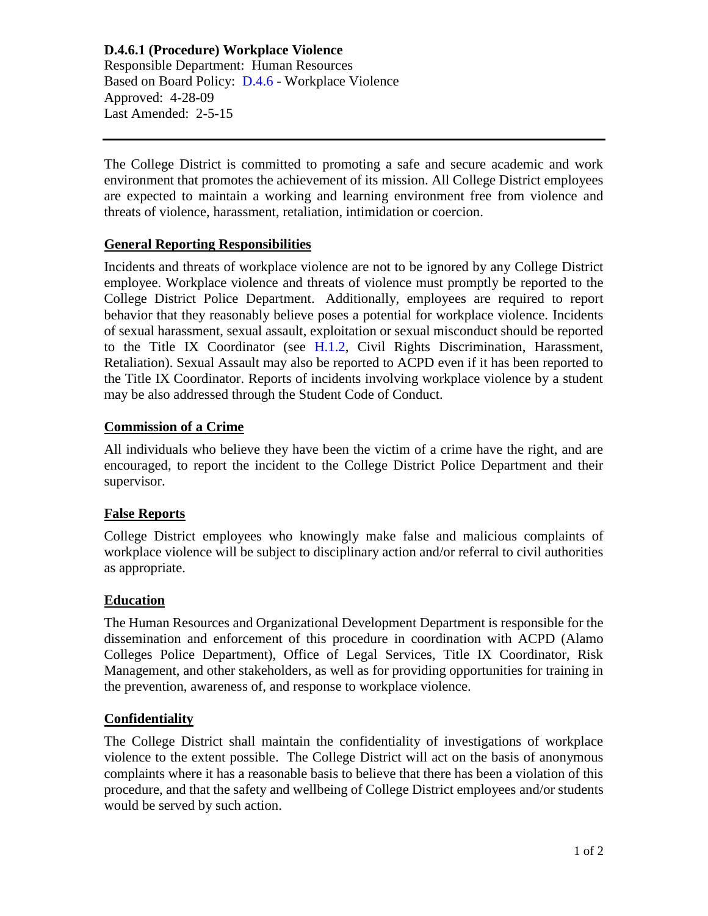# D.4.6.1 (Procedure) Workplace Violence

Responsible Department: Human Resources
Based on Board Policy: D.4.6 - Workplace Violence
Approved: 4-28-09
Last Amended: 2-5-15

---

The College District is committed to promoting a safe and secure academic and work environment that promotes the achievement of its mission. All College District employees are expected to maintain a working and learning environment free from violence and threats of violence, harassment, retaliation, intimidation or coercion.

## General Reporting Responsibilities

Incidents and threats of workplace violence are not to be ignored by any College District employee. Workplace violence and threats of violence must promptly be reported to the College District Police Department. Additionally, employees are required to report behavior that they reasonably believe poses a potential for workplace violence. Incidents of sexual harassment, sexual assault, exploitation or sexual misconduct should be reported to the Title IX Coordinator (see H.1.2, Civil Rights Discrimination, Harassment, Retaliation). Sexual Assault may also be reported to ACPD even if it has been reported to the Title IX Coordinator. Reports of incidents involving workplace violence by a student may be also addressed through the Student Code of Conduct.

## Commission of a Crime

All individuals who believe they have been the victim of a crime have the right, and are encouraged, to report the incident to the College District Police Department and their supervisor.

## False Reports

College District employees who knowingly make false and malicious complaints of workplace violence will be subject to disciplinary action and/or referral to civil authorities as appropriate.

## Education

The Human Resources and Organizational Development Department is responsible for the dissemination and enforcement of this procedure in coordination with ACPD (Alamo Colleges Police Department), Office of Legal Services, Title IX Coordinator, Risk Management, and other stakeholders, as well as for providing opportunities for training in the prevention, awareness of, and response to workplace violence.

## Confidentiality

The College District shall maintain the confidentiality of investigations of workplace violence to the extent possible. The College District will act on the basis of anonymous complaints where it has a reasonable basis to believe that there has been a violation of this procedure, and that the safety and wellbeing of College District employees and/or students would be served by such action.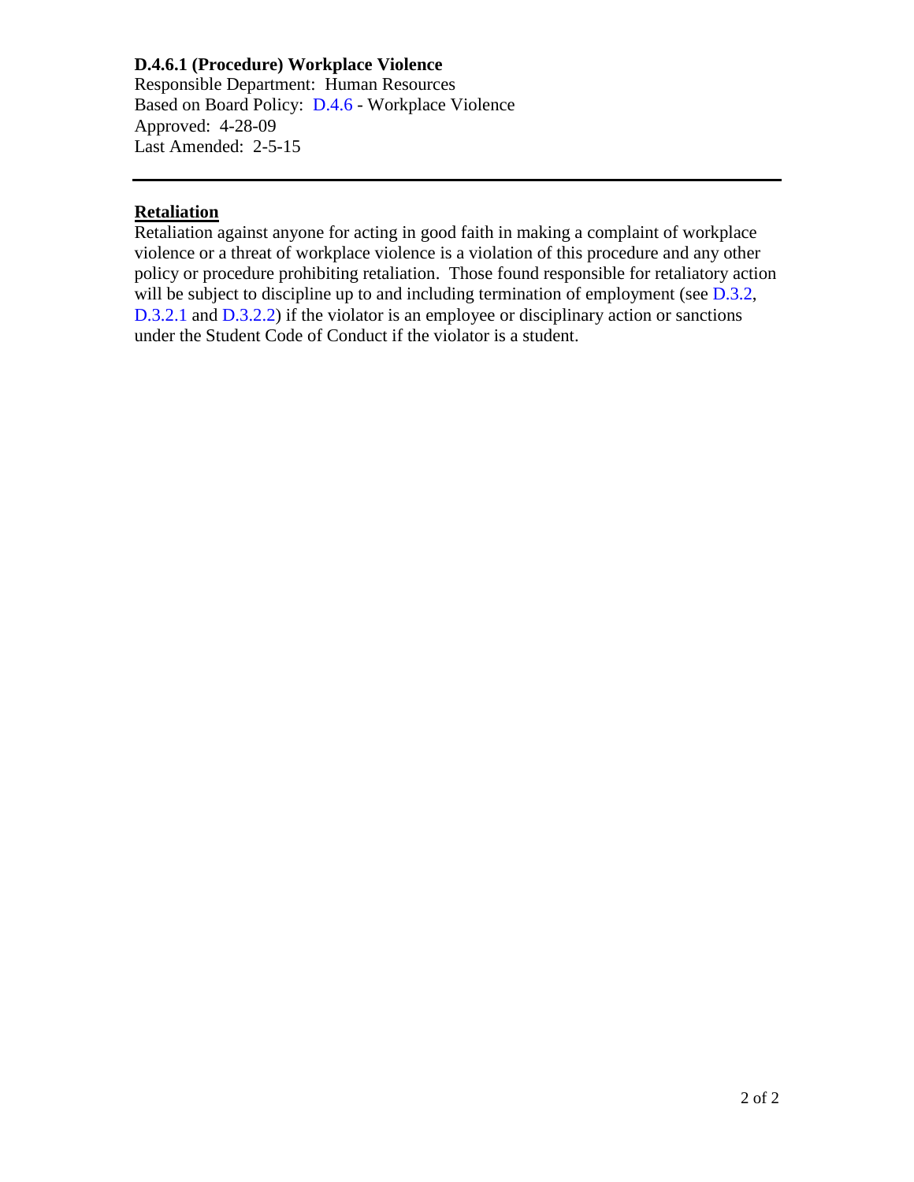**D.4.6.1 (Procedure) Workplace Violence**
Responsible Department: Human Resources
Based on Board Policy: D.4.6 - Workplace Violence
Approved: 4-28-09
Last Amended: 2-5-15

---

**Retaliation**

Retaliation against anyone for acting in good faith in making a complaint of workplace violence or a threat of workplace violence is a violation of this procedure and any other policy or procedure prohibiting retaliation. Those found responsible for retaliatory action will be subject to discipline up to and including termination of employment (see D.3.2, D.3.2.1 and D.3.2.2) if the violator is an employee or disciplinary action or sanctions under the Student Code of Conduct if the violator is a student.